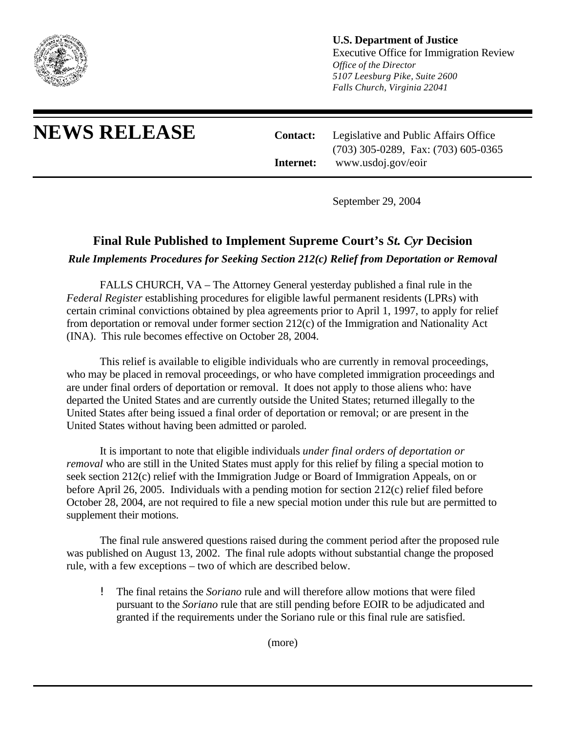**U.S. Department of Justice**
Executive Office for Immigration Review
*Office of the Director*
*5107 Leesburg Pike, Suite 2600*
*Falls Church, Virginia 22041*

# NEWS RELEASE

**Contact:** Legislative and Public Affairs Office
(703) 305-0289, Fax: (703) 605-0365
**Internet:** www.usdoj.gov/eoir

September 29, 2004

## Final Rule Published to Implement Supreme Court's *St. Cyr* Decision

***Rule Implements Procedures for Seeking Section 212(c) Relief from Deportation or Removal***

FALLS CHURCH, VA – The Attorney General yesterday published a final rule in the *Federal Register* establishing procedures for eligible lawful permanent residents (LPRs) with certain criminal convictions obtained by plea agreements prior to April 1, 1997, to apply for relief from deportation or removal under former section 212(c) of the Immigration and Nationality Act (INA). This rule becomes effective on October 28, 2004.

This relief is available to eligible individuals who are currently in removal proceedings, who may be placed in removal proceedings, or who have completed immigration proceedings and are under final orders of deportation or removal. It does not apply to those aliens who: have departed the United States and are currently outside the United States; returned illegally to the United States after being issued a final order of deportation or removal; or are present in the United States without having been admitted or paroled.

It is important to note that eligible individuals *under final orders of deportation or removal* who are still in the United States must apply for this relief by filing a special motion to seek section 212(c) relief with the Immigration Judge or Board of Immigration Appeals, on or before April 26, 2005. Individuals with a pending motion for section 212(c) relief filed before October 28, 2004, are not required to file a new special motion under this rule but are permitted to supplement their motions.

The final rule answered questions raised during the comment period after the proposed rule was published on August 13, 2002. The final rule adopts without substantial change the proposed rule, with a few exceptions – two of which are described below.

- The final retains the *Soriano* rule and will therefore allow motions that were filed pursuant to the *Soriano* rule that are still pending before EOIR to be adjudicated and granted if the requirements under the Soriano rule or this final rule are satisfied.

(more)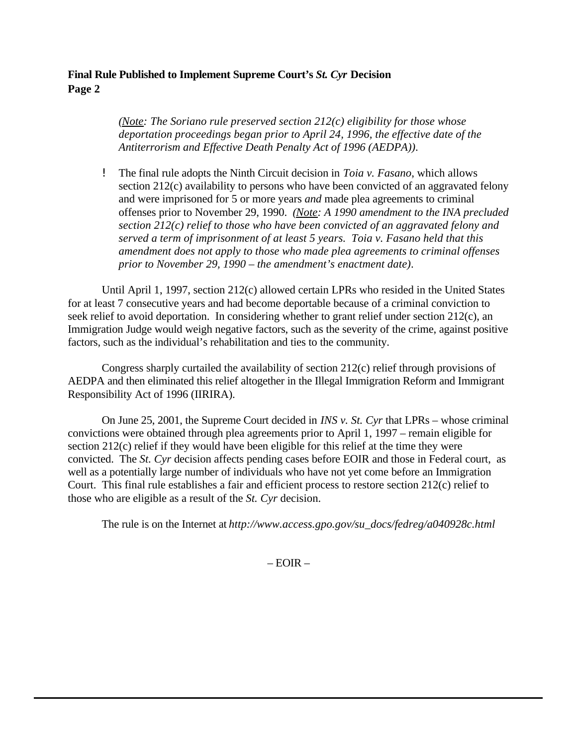*(Note: The Soriano rule preserved section 212(c) eligibility for those whose deportation proceedings began prior to April 24, 1996, the effective date of the Antiterrorism and Effective Death Penalty Act of 1996 (AEDPA)).*

- The final rule adopts the Ninth Circuit decision in *Toia v. Fasano*, which allows section 212(c) availability to persons who have been convicted of an aggravated felony and were imprisoned for 5 or more years *and* made plea agreements to criminal offenses prior to November 29, 1990. *(Note: A 1990 amendment to the INA precluded section 212(c) relief to those who have been convicted of an aggravated felony and served a term of imprisonment of at least 5 years. Toia v. Fasano held that this amendment does not apply to those who made plea agreements to criminal offenses prior to November 29, 1990 – the amendment's enactment date).*

Until April 1, 1997, section 212(c) allowed certain LPRs who resided in the United States for at least 7 consecutive years and had become deportable because of a criminal conviction to seek relief to avoid deportation. In considering whether to grant relief under section 212(c), an Immigration Judge would weigh negative factors, such as the severity of the crime, against positive factors, such as the individual's rehabilitation and ties to the community.

Congress sharply curtailed the availability of section 212(c) relief through provisions of AEDPA and then eliminated this relief altogether in the Illegal Immigration Reform and Immigrant Responsibility Act of 1996 (IIRIRA).

On June 25, 2001, the Supreme Court decided in *INS v. St. Cyr* that LPRs – whose criminal convictions were obtained through plea agreements prior to April 1, 1997 – remain eligible for section 212(c) relief if they would have been eligible for this relief at the time they were convicted. The *St. Cyr* decision affects pending cases before EOIR and those in Federal court, as well as a potentially large number of individuals who have not yet come before an Immigration Court. This final rule establishes a fair and efficient process to restore section 212(c) relief to those who are eligible as a result of the *St. Cyr* decision.

The rule is on the Internet at *http://www.access.gpo.gov/su_docs/fedreg/a040928c.html*

– EOIR –